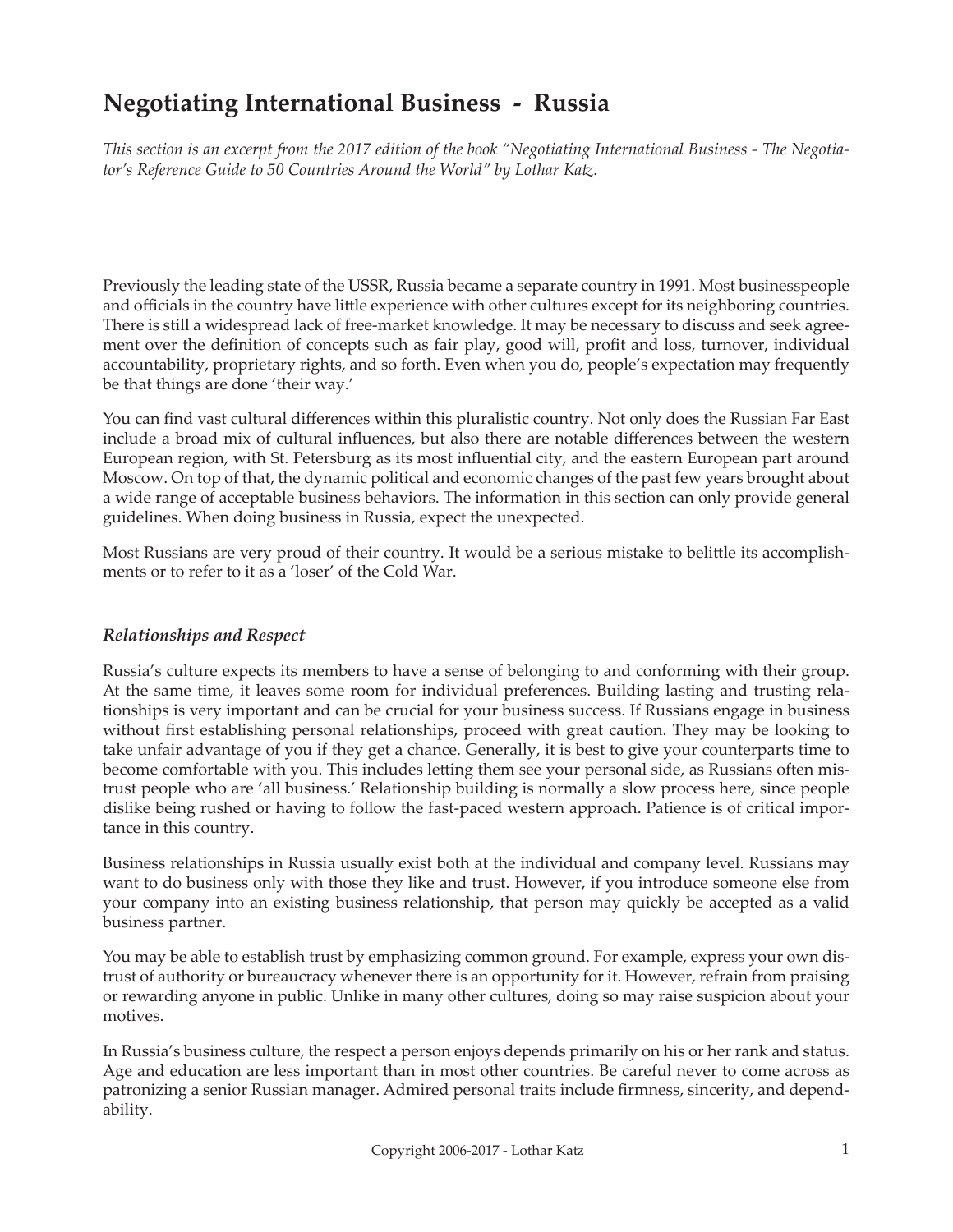# Negotiating International Business - Russia

*This section is an excerpt from the 2017 edition of the book "Negotiating International Business - The Negotiator's Reference Guide to 50 Countries Around the World" by Lothar Katz.*

Previously the leading state of the USSR, Russia became a separate country in 1991. Most businesspeople and officials in the country have little experience with other cultures except for its neighboring countries. There is still a widespread lack of free-market knowledge. It may be necessary to discuss and seek agreement over the definition of concepts such as fair play, good will, profit and loss, turnover, individual accountability, proprietary rights, and so forth. Even when you do, people's expectation may frequently be that things are done 'their way.'

You can find vast cultural differences within this pluralistic country. Not only does the Russian Far East include a broad mix of cultural influences, but also there are notable differences between the western European region, with St. Petersburg as its most influential city, and the eastern European part around Moscow. On top of that, the dynamic political and economic changes of the past few years brought about a wide range of acceptable business behaviors. The information in this section can only provide general guidelines. When doing business in Russia, expect the unexpected.

Most Russians are very proud of their country. It would be a serious mistake to belittle its accomplishments or to refer to it as a 'loser' of the Cold War.

### *Relationships and Respect*

Russia's culture expects its members to have a sense of belonging to and conforming with their group. At the same time, it leaves some room for individual preferences. Building lasting and trusting relationships is very important and can be crucial for your business success. If Russians engage in business without first establishing personal relationships, proceed with great caution. They may be looking to take unfair advantage of you if they get a chance. Generally, it is best to give your counterparts time to become comfortable with you. This includes letting them see your personal side, as Russians often mistrust people who are 'all business.' Relationship building is normally a slow process here, since people dislike being rushed or having to follow the fast-paced western approach. Patience is of critical importance in this country.

Business relationships in Russia usually exist both at the individual and company level. Russians may want to do business only with those they like and trust. However, if you introduce someone else from your company into an existing business relationship, that person may quickly be accepted as a valid business partner.

You may be able to establish trust by emphasizing common ground. For example, express your own distrust of authority or bureaucracy whenever there is an opportunity for it. However, refrain from praising or rewarding anyone in public. Unlike in many other cultures, doing so may raise suspicion about your motives.

In Russia's business culture, the respect a person enjoys depends primarily on his or her rank and status. Age and education are less important than in most other countries. Be careful never to come across as patronizing a senior Russian manager. Admired personal traits include firmness, sincerity, and dependability.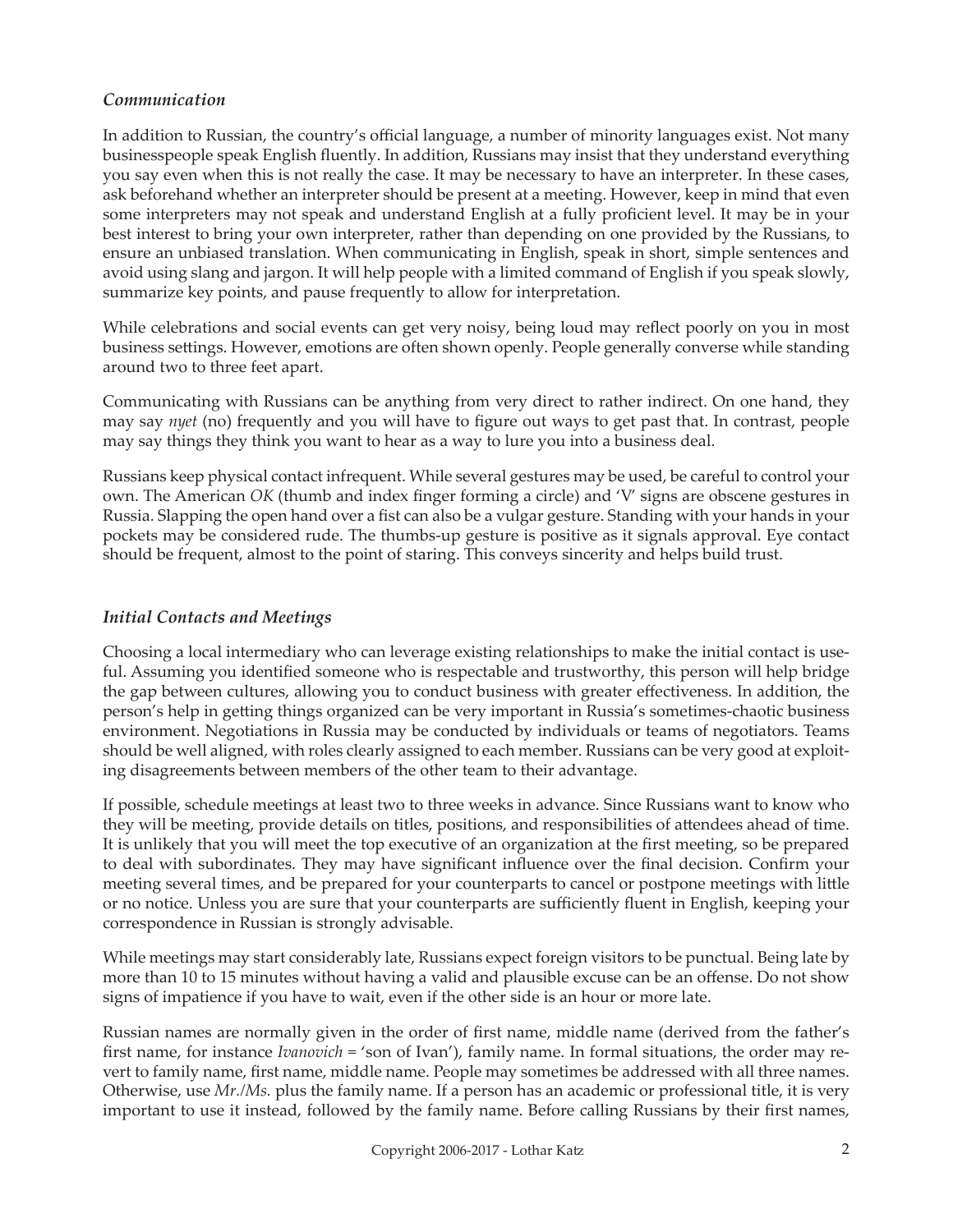### *Communication*

In addition to Russian, the country's official language, a number of minority languages exist. Not many businesspeople speak English fluently. In addition, Russians may insist that they understand everything you say even when this is not really the case. It may be necessary to have an interpreter. In these cases, ask beforehand whether an interpreter should be present at a meeting. However, keep in mind that even some interpreters may not speak and understand English at a fully proficient level. It may be in your best interest to bring your own interpreter, rather than depending on one provided by the Russians, to ensure an unbiased translation. When communicating in English, speak in short, simple sentences and avoid using slang and jargon. It will help people with a limited command of English if you speak slowly, summarize key points, and pause frequently to allow for interpretation.

While celebrations and social events can get very noisy, being loud may reflect poorly on you in most business settings. However, emotions are often shown openly. People generally converse while standing around two to three feet apart.

Communicating with Russians can be anything from very direct to rather indirect. On one hand, they may say *nyet* (no) frequently and you will have to figure out ways to get past that. In contrast, people may say things they think you want to hear as a way to lure you into a business deal.

Russians keep physical contact infrequent. While several gestures may be used, be careful to control your own. The American *OK* (thumb and index finger forming a circle) and 'V' signs are obscene gestures in Russia. Slapping the open hand over a fist can also be a vulgar gesture. Standing with your hands in your pockets may be considered rude. The thumbs-up gesture is positive as it signals approval. Eye contact should be frequent, almost to the point of staring. This conveys sincerity and helps build trust.

### *Initial Contacts and Meetings*

Choosing a local intermediary who can leverage existing relationships to make the initial contact is useful. Assuming you identified someone who is respectable and trustworthy, this person will help bridge the gap between cultures, allowing you to conduct business with greater effectiveness. In addition, the person's help in getting things organized can be very important in Russia's sometimes-chaotic business environment. Negotiations in Russia may be conducted by individuals or teams of negotiators. Teams should be well aligned, with roles clearly assigned to each member. Russians can be very good at exploiting disagreements between members of the other team to their advantage.

If possible, schedule meetings at least two to three weeks in advance. Since Russians want to know who they will be meeting, provide details on titles, positions, and responsibilities of attendees ahead of time. It is unlikely that you will meet the top executive of an organization at the first meeting, so be prepared to deal with subordinates. They may have significant influence over the final decision. Confirm your meeting several times, and be prepared for your counterparts to cancel or postpone meetings with little or no notice. Unless you are sure that your counterparts are sufficiently fluent in English, keeping your correspondence in Russian is strongly advisable.

While meetings may start considerably late, Russians expect foreign visitors to be punctual. Being late by more than 10 to 15 minutes without having a valid and plausible excuse can be an offense. Do not show signs of impatience if you have to wait, even if the other side is an hour or more late.

Russian names are normally given in the order of first name, middle name (derived from the father's first name, for instance *Ivanovich* = 'son of Ivan'), family name. In formal situations, the order may revert to family name, first name, middle name. People may sometimes be addressed with all three names. Otherwise, use *Mr./Ms.* plus the family name. If a person has an academic or professional title, it is very important to use it instead, followed by the family name. Before calling Russians by their first names,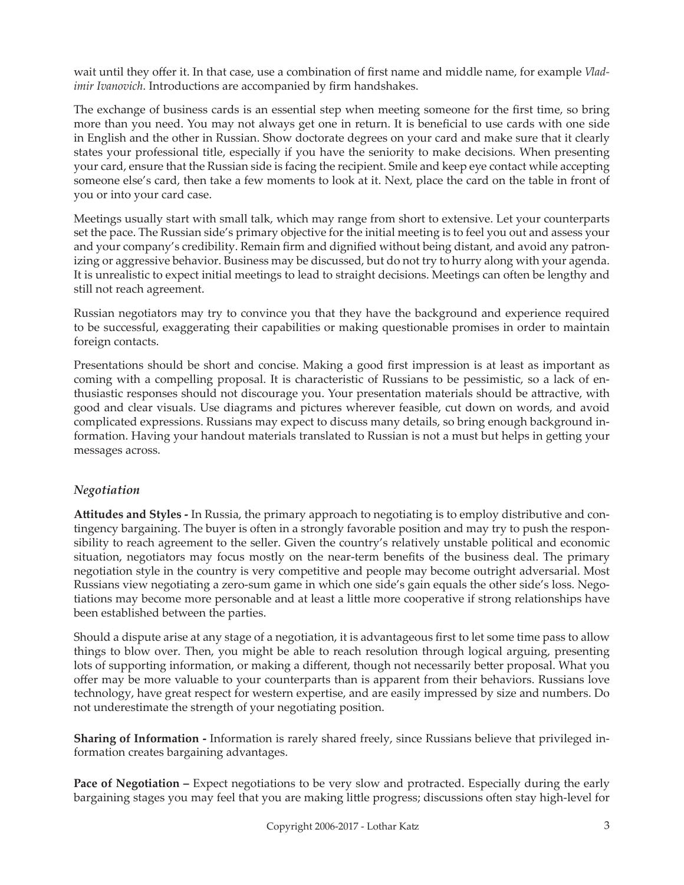wait until they offer it. In that case, use a combination of first name and middle name, for example *Vladimir Ivanovich*. Introductions are accompanied by firm handshakes.

The exchange of business cards is an essential step when meeting someone for the first time, so bring more than you need. You may not always get one in return. It is beneficial to use cards with one side in English and the other in Russian. Show doctorate degrees on your card and make sure that it clearly states your professional title, especially if you have the seniority to make decisions. When presenting your card, ensure that the Russian side is facing the recipient. Smile and keep eye contact while accepting someone else's card, then take a few moments to look at it. Next, place the card on the table in front of you or into your card case.

Meetings usually start with small talk, which may range from short to extensive. Let your counterparts set the pace. The Russian side's primary objective for the initial meeting is to feel you out and assess your and your company's credibility. Remain firm and dignified without being distant, and avoid any patronizing or aggressive behavior. Business may be discussed, but do not try to hurry along with your agenda. It is unrealistic to expect initial meetings to lead to straight decisions. Meetings can often be lengthy and still not reach agreement.

Russian negotiators may try to convince you that they have the background and experience required to be successful, exaggerating their capabilities or making questionable promises in order to maintain foreign contacts.

Presentations should be short and concise. Making a good first impression is at least as important as coming with a compelling proposal. It is characteristic of Russians to be pessimistic, so a lack of enthusiastic responses should not discourage you. Your presentation materials should be attractive, with good and clear visuals. Use diagrams and pictures wherever feasible, cut down on words, and avoid complicated expressions. Russians may expect to discuss many details, so bring enough background information. Having your handout materials translated to Russian is not a must but helps in getting your messages across.

### *Negotiation*

**Attitudes and Styles -** In Russia, the primary approach to negotiating is to employ distributive and contingency bargaining. The buyer is often in a strongly favorable position and may try to push the responsibility to reach agreement to the seller. Given the country's relatively unstable political and economic situation, negotiators may focus mostly on the near-term benefits of the business deal. The primary negotiation style in the country is very competitive and people may become outright adversarial. Most Russians view negotiating a zero-sum game in which one side's gain equals the other side's loss. Negotiations may become more personable and at least a little more cooperative if strong relationships have been established between the parties.

Should a dispute arise at any stage of a negotiation, it is advantageous first to let some time pass to allow things to blow over. Then, you might be able to reach resolution through logical arguing, presenting lots of supporting information, or making a different, though not necessarily better proposal. What you offer may be more valuable to your counterparts than is apparent from their behaviors. Russians love technology, have great respect for western expertise, and are easily impressed by size and numbers. Do not underestimate the strength of your negotiating position.

**Sharing of Information -** Information is rarely shared freely, since Russians believe that privileged information creates bargaining advantages.

**Pace of Negotiation –** Expect negotiations to be very slow and protracted. Especially during the early bargaining stages you may feel that you are making little progress; discussions often stay high-level for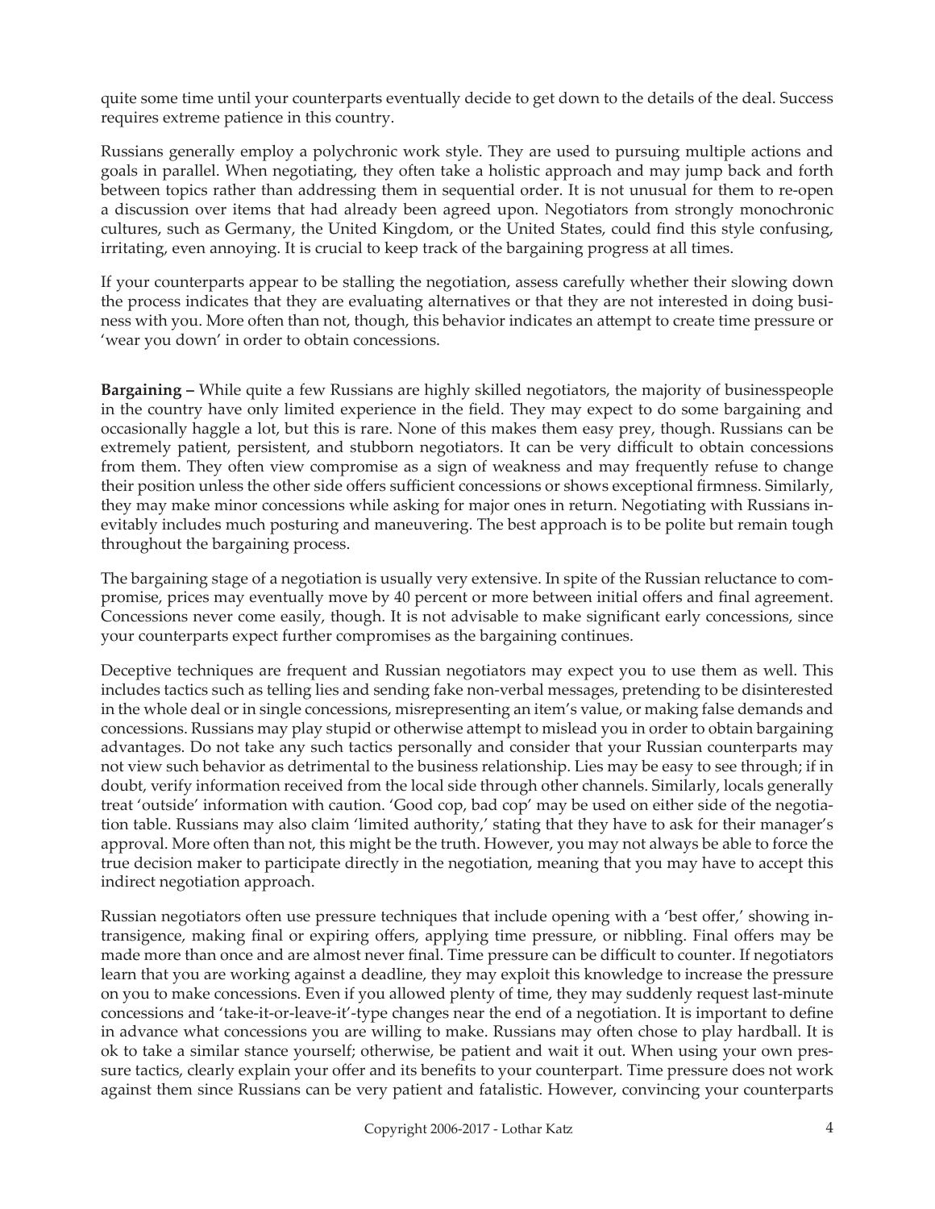quite some time until your counterparts eventually decide to get down to the details of the deal. Success requires extreme patience in this country.

Russians generally employ a polychronic work style. They are used to pursuing multiple actions and goals in parallel. When negotiating, they often take a holistic approach and may jump back and forth between topics rather than addressing them in sequential order. It is not unusual for them to re-open a discussion over items that had already been agreed upon. Negotiators from strongly monochronic cultures, such as Germany, the United Kingdom, or the United States, could find this style confusing, irritating, even annoying. It is crucial to keep track of the bargaining progress at all times.

If your counterparts appear to be stalling the negotiation, assess carefully whether their slowing down the process indicates that they are evaluating alternatives or that they are not interested in doing business with you. More often than not, though, this behavior indicates an attempt to create time pressure or 'wear you down' in order to obtain concessions.

**Bargaining –** While quite a few Russians are highly skilled negotiators, the majority of businesspeople in the country have only limited experience in the field. They may expect to do some bargaining and occasionally haggle a lot, but this is rare. None of this makes them easy prey, though. Russians can be extremely patient, persistent, and stubborn negotiators. It can be very difficult to obtain concessions from them. They often view compromise as a sign of weakness and may frequently refuse to change their position unless the other side offers sufficient concessions or shows exceptional firmness. Similarly, they may make minor concessions while asking for major ones in return. Negotiating with Russians inevitably includes much posturing and maneuvering. The best approach is to be polite but remain tough throughout the bargaining process.

The bargaining stage of a negotiation is usually very extensive. In spite of the Russian reluctance to compromise, prices may eventually move by 40 percent or more between initial offers and final agreement. Concessions never come easily, though. It is not advisable to make significant early concessions, since your counterparts expect further compromises as the bargaining continues.

Deceptive techniques are frequent and Russian negotiators may expect you to use them as well. This includes tactics such as telling lies and sending fake non-verbal messages, pretending to be disinterested in the whole deal or in single concessions, misrepresenting an item's value, or making false demands and concessions. Russians may play stupid or otherwise attempt to mislead you in order to obtain bargaining advantages. Do not take any such tactics personally and consider that your Russian counterparts may not view such behavior as detrimental to the business relationship. Lies may be easy to see through; if in doubt, verify information received from the local side through other channels. Similarly, locals generally treat 'outside' information with caution. 'Good cop, bad cop' may be used on either side of the negotiation table. Russians may also claim 'limited authority,' stating that they have to ask for their manager's approval. More often than not, this might be the truth. However, you may not always be able to force the true decision maker to participate directly in the negotiation, meaning that you may have to accept this indirect negotiation approach.

Russian negotiators often use pressure techniques that include opening with a 'best offer,' showing intransigence, making final or expiring offers, applying time pressure, or nibbling. Final offers may be made more than once and are almost never final. Time pressure can be difficult to counter. If negotiators learn that you are working against a deadline, they may exploit this knowledge to increase the pressure on you to make concessions. Even if you allowed plenty of time, they may suddenly request last-minute concessions and 'take-it-or-leave-it'-type changes near the end of a negotiation. It is important to define in advance what concessions you are willing to make. Russians may often chose to play hardball. It is ok to take a similar stance yourself; otherwise, be patient and wait it out. When using your own pressure tactics, clearly explain your offer and its benefits to your counterpart. Time pressure does not work against them since Russians can be very patient and fatalistic. However, convincing your counterparts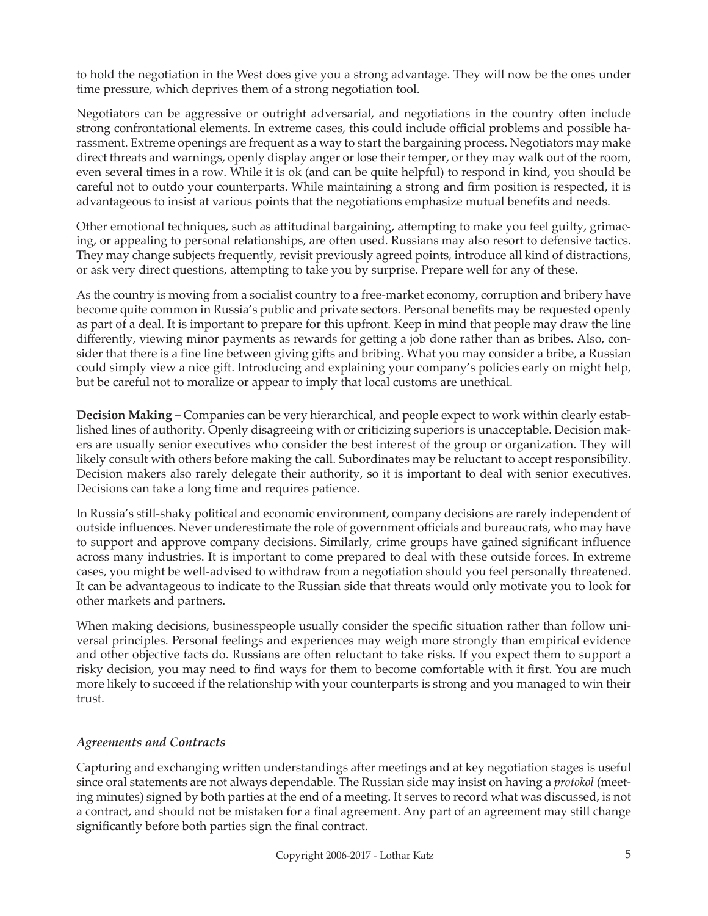to hold the negotiation in the West does give you a strong advantage. They will now be the ones under time pressure, which deprives them of a strong negotiation tool.

Negotiators can be aggressive or outright adversarial, and negotiations in the country often include strong confrontational elements. In extreme cases, this could include official problems and possible harassment. Extreme openings are frequent as a way to start the bargaining process. Negotiators may make direct threats and warnings, openly display anger or lose their temper, or they may walk out of the room, even several times in a row. While it is ok (and can be quite helpful) to respond in kind, you should be careful not to outdo your counterparts. While maintaining a strong and firm position is respected, it is advantageous to insist at various points that the negotiations emphasize mutual benefits and needs.

Other emotional techniques, such as attitudinal bargaining, attempting to make you feel guilty, grimacing, or appealing to personal relationships, are often used. Russians may also resort to defensive tactics. They may change subjects frequently, revisit previously agreed points, introduce all kind of distractions, or ask very direct questions, attempting to take you by surprise. Prepare well for any of these.

As the country is moving from a socialist country to a free-market economy, corruption and bribery have become quite common in Russia's public and private sectors. Personal benefits may be requested openly as part of a deal. It is important to prepare for this upfront. Keep in mind that people may draw the line differently, viewing minor payments as rewards for getting a job done rather than as bribes. Also, consider that there is a fine line between giving gifts and bribing. What you may consider a bribe, a Russian could simply view a nice gift. Introducing and explaining your company's policies early on might help, but be careful not to moralize or appear to imply that local customs are unethical.

**Decision Making –** Companies can be very hierarchical, and people expect to work within clearly established lines of authority. Openly disagreeing with or criticizing superiors is unacceptable. Decision makers are usually senior executives who consider the best interest of the group or organization. They will likely consult with others before making the call. Subordinates may be reluctant to accept responsibility. Decision makers also rarely delegate their authority, so it is important to deal with senior executives. Decisions can take a long time and requires patience.

In Russia's still-shaky political and economic environment, company decisions are rarely independent of outside influences. Never underestimate the role of government officials and bureaucrats, who may have to support and approve company decisions. Similarly, crime groups have gained significant influence across many industries. It is important to come prepared to deal with these outside forces. In extreme cases, you might be well-advised to withdraw from a negotiation should you feel personally threatened. It can be advantageous to indicate to the Russian side that threats would only motivate you to look for other markets and partners.

When making decisions, businesspeople usually consider the specific situation rather than follow universal principles. Personal feelings and experiences may weigh more strongly than empirical evidence and other objective facts do. Russians are often reluctant to take risks. If you expect them to support a risky decision, you may need to find ways for them to become comfortable with it first. You are much more likely to succeed if the relationship with your counterparts is strong and you managed to win their trust.

### *Agreements and Contracts*

Capturing and exchanging written understandings after meetings and at key negotiation stages is useful since oral statements are not always dependable. The Russian side may insist on having a *protokol* (meeting minutes) signed by both parties at the end of a meeting. It serves to record what was discussed, is not a contract, and should not be mistaken for a final agreement. Any part of an agreement may still change significantly before both parties sign the final contract.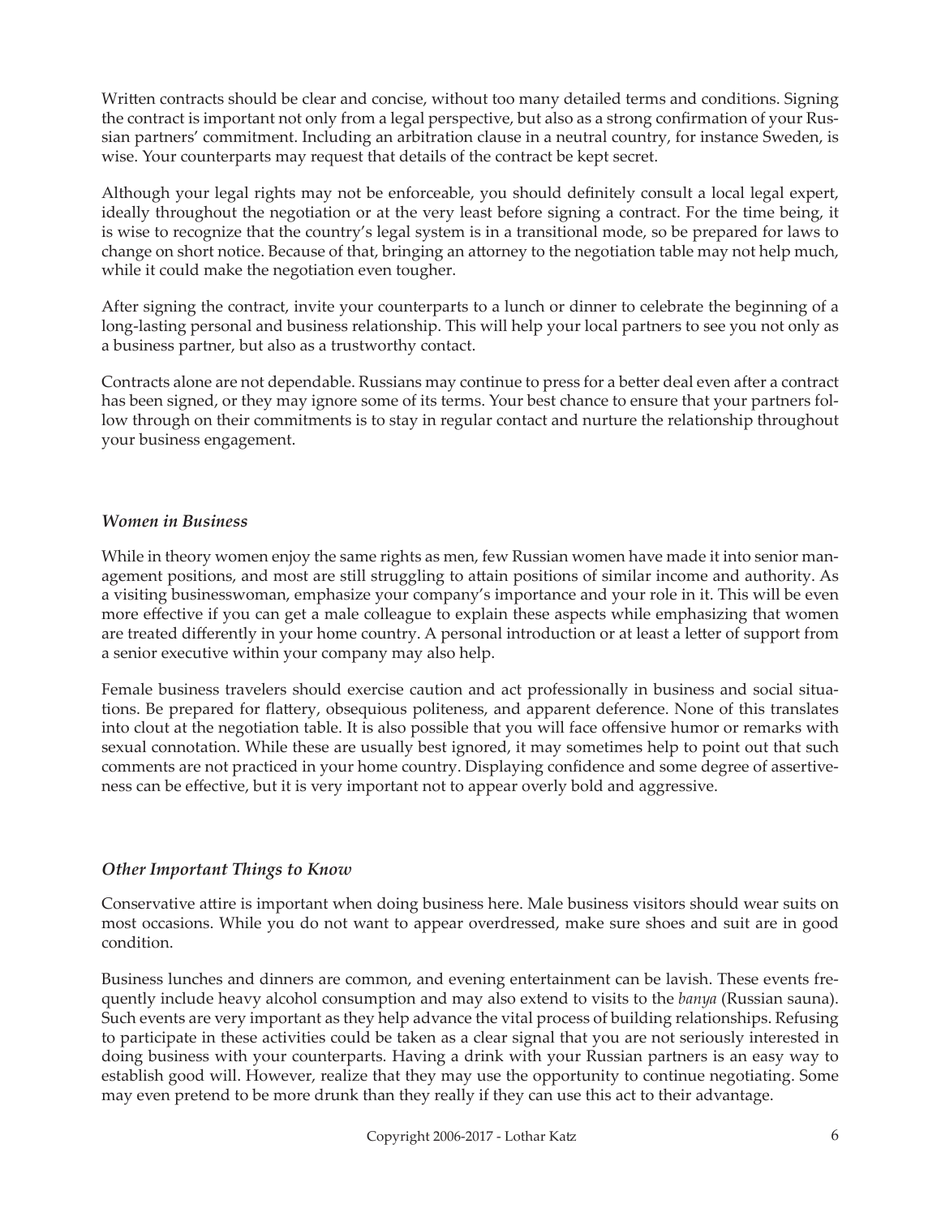Written contracts should be clear and concise, without too many detailed terms and conditions. Signing the contract is important not only from a legal perspective, but also as a strong confirmation of your Russian partners' commitment. Including an arbitration clause in a neutral country, for instance Sweden, is wise. Your counterparts may request that details of the contract be kept secret.

Although your legal rights may not be enforceable, you should definitely consult a local legal expert, ideally throughout the negotiation or at the very least before signing a contract. For the time being, it is wise to recognize that the country's legal system is in a transitional mode, so be prepared for laws to change on short notice. Because of that, bringing an attorney to the negotiation table may not help much, while it could make the negotiation even tougher.

After signing the contract, invite your counterparts to a lunch or dinner to celebrate the beginning of a long-lasting personal and business relationship. This will help your local partners to see you not only as a business partner, but also as a trustworthy contact.

Contracts alone are not dependable. Russians may continue to press for a better deal even after a contract has been signed, or they may ignore some of its terms. Your best chance to ensure that your partners follow through on their commitments is to stay in regular contact and nurture the relationship throughout your business engagement.

### *Women in Business*

While in theory women enjoy the same rights as men, few Russian women have made it into senior management positions, and most are still struggling to attain positions of similar income and authority. As a visiting businesswoman, emphasize your company's importance and your role in it. This will be even more effective if you can get a male colleague to explain these aspects while emphasizing that women are treated differently in your home country. A personal introduction or at least a letter of support from a senior executive within your company may also help.

Female business travelers should exercise caution and act professionally in business and social situations. Be prepared for flattery, obsequious politeness, and apparent deference. None of this translates into clout at the negotiation table. It is also possible that you will face offensive humor or remarks with sexual connotation. While these are usually best ignored, it may sometimes help to point out that such comments are not practiced in your home country. Displaying confidence and some degree of assertiveness can be effective, but it is very important not to appear overly bold and aggressive.

### *Other Important Things to Know*

Conservative attire is important when doing business here. Male business visitors should wear suits on most occasions. While you do not want to appear overdressed, make sure shoes and suit are in good condition.

Business lunches and dinners are common, and evening entertainment can be lavish. These events frequently include heavy alcohol consumption and may also extend to visits to the *banya* (Russian sauna). Such events are very important as they help advance the vital process of building relationships. Refusing to participate in these activities could be taken as a clear signal that you are not seriously interested in doing business with your counterparts. Having a drink with your Russian partners is an easy way to establish good will. However, realize that they may use the opportunity to continue negotiating. Some may even pretend to be more drunk than they really if they can use this act to their advantage.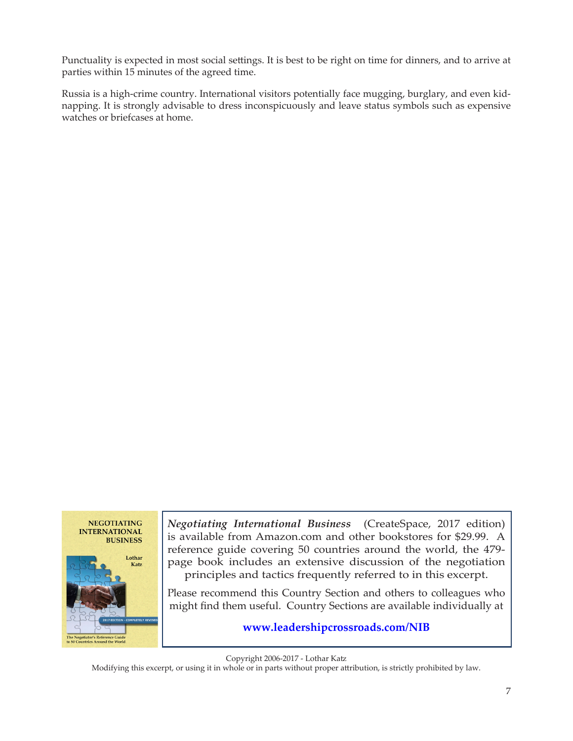Punctuality is expected in most social settings. It is best to be right on time for dinners, and to arrive at parties within 15 minutes of the agreed time.

Russia is a high-crime country. International visitors potentially face mugging, burglary, and even kidnapping. It is strongly advisable to dress inconspicuously and leave status symbols such as expensive watches or briefcases at home.

*Negotiating International Business* (CreateSpace, 2017 edition) is available from Amazon.com and other bookstores for $29.99. A reference guide covering 50 countries around the world, the 479-page book includes an extensive discussion of the negotiation principles and tactics frequently referred to in this excerpt.

Please recommend this Country Section and others to colleagues who might find them useful. Country Sections are available individually at

**www.leadershipcrossroads.com/NIB**

Copyright 2006-2017 - Lothar Katz
Modifying this excerpt, or using it in whole or in parts without proper attribution, is strictly prohibited by law.